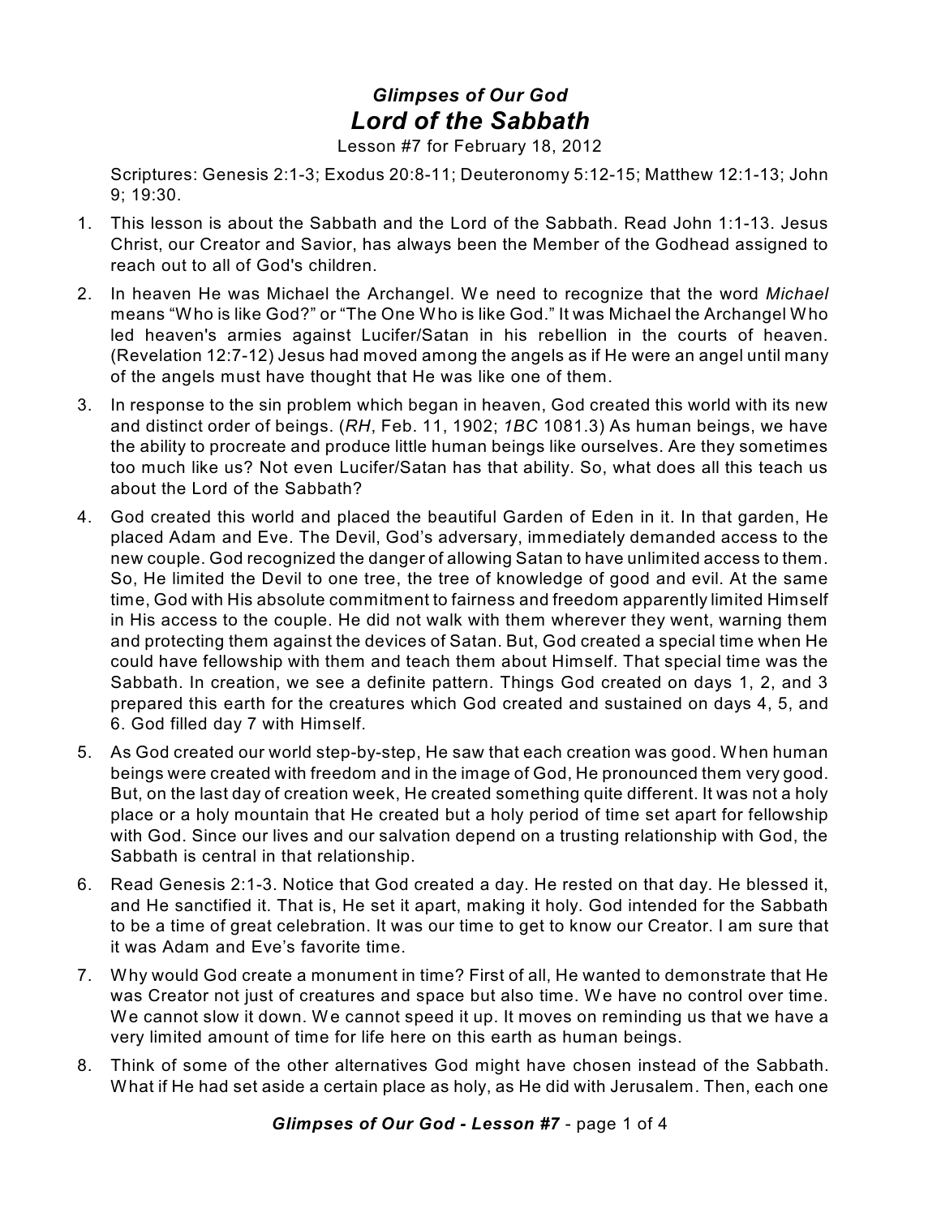## *Glimpses of Our God*

# *Lord of the Sabbath*

Lesson #7 for February 18, 2012

Scriptures: Genesis 2:1-3; Exodus 20:8-11; Deuteronomy 5:12-15; Matthew 12:1-13; John 9; 19:30.

1. This lesson is about the Sabbath and the Lord of the Sabbath. Read John 1:1-13. Jesus Christ, our Creator and Savior, has always been the Member of the Godhead assigned to reach out to all of God's children.
2. In heaven He was Michael the Archangel. We need to recognize that the word *Michael* means "Who is like God?" or "The One Who is like God." It was Michael the Archangel Who led heaven's armies against Lucifer/Satan in his rebellion in the courts of heaven. (Revelation 12:7-12) Jesus had moved among the angels as if He were an angel until many of the angels must have thought that He was like one of them.
3. In response to the sin problem which began in heaven, God created this world with its new and distinct order of beings. (*RH*, Feb. 11, 1902; *1BC* 1081.3) As human beings, we have the ability to procreate and produce little human beings like ourselves. Are they sometimes too much like us? Not even Lucifer/Satan has that ability. So, what does all this teach us about the Lord of the Sabbath?
4. God created this world and placed the beautiful Garden of Eden in it. In that garden, He placed Adam and Eve. The Devil, God's adversary, immediately demanded access to the new couple. God recognized the danger of allowing Satan to have unlimited access to them. So, He limited the Devil to one tree, the tree of knowledge of good and evil. At the same time, God with His absolute commitment to fairness and freedom apparently limited Himself in His access to the couple. He did not walk with them wherever they went, warning them and protecting them against the devices of Satan. But, God created a special time when He could have fellowship with them and teach them about Himself. That special time was the Sabbath. In creation, we see a definite pattern. Things God created on days 1, 2, and 3 prepared this earth for the creatures which God created and sustained on days 4, 5, and 6. God filled day 7 with Himself.
5. As God created our world step-by-step, He saw that each creation was good. When human beings were created with freedom and in the image of God, He pronounced them very good. But, on the last day of creation week, He created something quite different. It was not a holy place or a holy mountain that He created but a holy period of time set apart for fellowship with God. Since our lives and our salvation depend on a trusting relationship with God, the Sabbath is central in that relationship.
6. Read Genesis 2:1-3. Notice that God created a day. He rested on that day. He blessed it, and He sanctified it. That is, He set it apart, making it holy. God intended for the Sabbath to be a time of great celebration. It was our time to get to know our Creator. I am sure that it was Adam and Eve's favorite time.
7. Why would God create a monument in time? First of all, He wanted to demonstrate that He was Creator not just of creatures and space but also time. We have no control over time. We cannot slow it down. We cannot speed it up. It moves on reminding us that we have a very limited amount of time for life here on this earth as human beings.
8. Think of some of the other alternatives God might have chosen instead of the Sabbath. What if He had set aside a certain place as holy, as He did with Jerusalem. Then, each one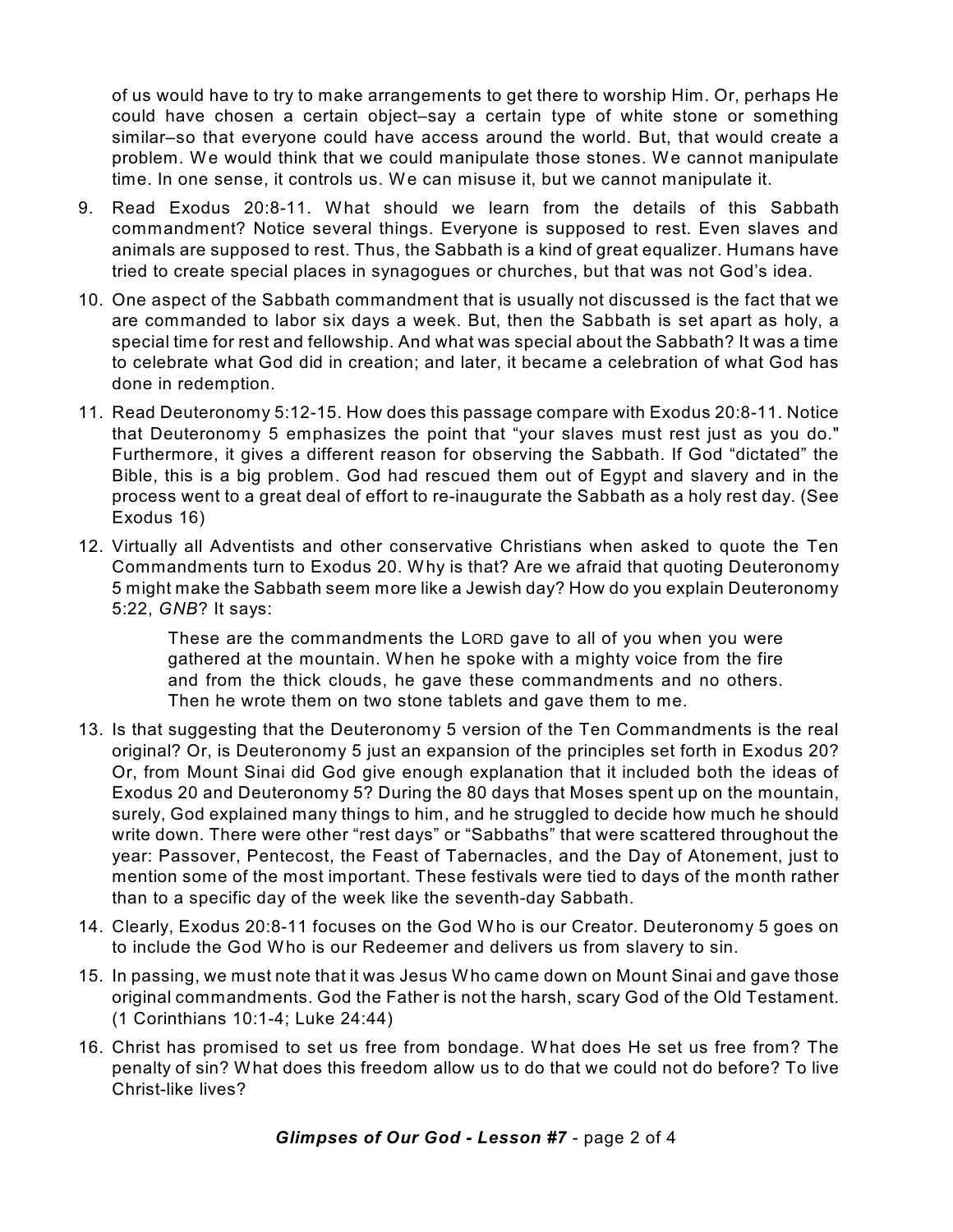of us would have to try to make arrangements to get there to worship Him. Or, perhaps He could have chosen a certain object–say a certain type of white stone or something similar–so that everyone could have access around the world. But, that would create a problem. We would think that we could manipulate those stones. We cannot manipulate time. In one sense, it controls us. We can misuse it, but we cannot manipulate it.

9. Read Exodus 20:8-11. What should we learn from the details of this Sabbath commandment? Notice several things. Everyone is supposed to rest. Even slaves and animals are supposed to rest. Thus, the Sabbath is a kind of great equalizer. Humans have tried to create special places in synagogues or churches, but that was not God's idea.

10. One aspect of the Sabbath commandment that is usually not discussed is the fact that we are commanded to labor six days a week. But, then the Sabbath is set apart as holy, a special time for rest and fellowship. And what was special about the Sabbath? It was a time to celebrate what God did in creation; and later, it became a celebration of what God has done in redemption.

11. Read Deuteronomy 5:12-15. How does this passage compare with Exodus 20:8-11. Notice that Deuteronomy 5 emphasizes the point that "your slaves must rest just as you do." Furthermore, it gives a different reason for observing the Sabbath. If God "dictated" the Bible, this is a big problem. God had rescued them out of Egypt and slavery and in the process went to a great deal of effort to re-inaugurate the Sabbath as a holy rest day. (See Exodus 16)

12. Virtually all Adventists and other conservative Christians when asked to quote the Ten Commandments turn to Exodus 20. Why is that? Are we afraid that quoting Deuteronomy 5 might make the Sabbath seem more like a Jewish day? How do you explain Deuteronomy 5:22, *GNB*? It says:

    > These are the commandments the LORD gave to all of you when you were gathered at the mountain. When he spoke with a mighty voice from the fire and from the thick clouds, he gave these commandments and no others. Then he wrote them on two stone tablets and gave them to me.

13. Is that suggesting that the Deuteronomy 5 version of the Ten Commandments is the real original? Or, is Deuteronomy 5 just an expansion of the principles set forth in Exodus 20? Or, from Mount Sinai did God give enough explanation that it included both the ideas of Exodus 20 and Deuteronomy 5? During the 80 days that Moses spent up on the mountain, surely, God explained many things to him, and he struggled to decide how much he should write down. There were other "rest days" or "Sabbaths" that were scattered throughout the year: Passover, Pentecost, the Feast of Tabernacles, and the Day of Atonement, just to mention some of the most important. These festivals were tied to days of the month rather than to a specific day of the week like the seventh-day Sabbath.

14. Clearly, Exodus 20:8-11 focuses on the God Who is our Creator. Deuteronomy 5 goes on to include the God Who is our Redeemer and delivers us from slavery to sin.

15. In passing, we must note that it was Jesus Who came down on Mount Sinai and gave those original commandments. God the Father is not the harsh, scary God of the Old Testament. (1 Corinthians 10:1-4; Luke 24:44)

16. Christ has promised to set us free from bondage. What does He set us free from? The penalty of sin? What does this freedom allow us to do that we could not do before? To live Christ-like lives?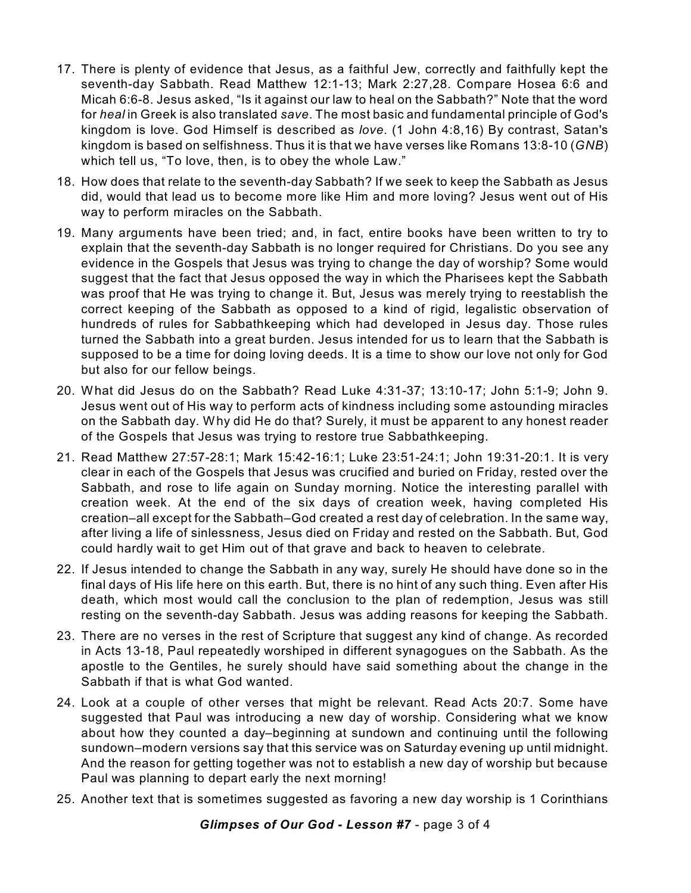17. There is plenty of evidence that Jesus, as a faithful Jew, correctly and faithfully kept the seventh-day Sabbath. Read Matthew 12:1-13; Mark 2:27,28. Compare Hosea 6:6 and Micah 6:6-8. Jesus asked, "Is it against our law to heal on the Sabbath?" Note that the word for *heal* in Greek is also translated *save*. The most basic and fundamental principle of God's kingdom is love. God Himself is described as *love*. (1 John 4:8,16) By contrast, Satan's kingdom is based on selfishness. Thus it is that we have verses like Romans 13:8-10 (*GNB*) which tell us, "To love, then, is to obey the whole Law."

18. How does that relate to the seventh-day Sabbath? If we seek to keep the Sabbath as Jesus did, would that lead us to become more like Him and more loving? Jesus went out of His way to perform miracles on the Sabbath.

19. Many arguments have been tried; and, in fact, entire books have been written to try to explain that the seventh-day Sabbath is no longer required for Christians. Do you see any evidence in the Gospels that Jesus was trying to change the day of worship? Some would suggest that the fact that Jesus opposed the way in which the Pharisees kept the Sabbath was proof that He was trying to change it. But, Jesus was merely trying to reestablish the correct keeping of the Sabbath as opposed to a kind of rigid, legalistic observation of hundreds of rules for Sabbathkeeping which had developed in Jesus day. Those rules turned the Sabbath into a great burden. Jesus intended for us to learn that the Sabbath is supposed to be a time for doing loving deeds. It is a time to show our love not only for God but also for our fellow beings.

20. What did Jesus do on the Sabbath? Read Luke 4:31-37; 13:10-17; John 5:1-9; John 9. Jesus went out of His way to perform acts of kindness including some astounding miracles on the Sabbath day. Why did He do that? Surely, it must be apparent to any honest reader of the Gospels that Jesus was trying to restore true Sabbathkeeping.

21. Read Matthew 27:57-28:1; Mark 15:42-16:1; Luke 23:51-24:1; John 19:31-20:1. It is very clear in each of the Gospels that Jesus was crucified and buried on Friday, rested over the Sabbath, and rose to life again on Sunday morning. Notice the interesting parallel with creation week. At the end of the six days of creation week, having completed His creation–all except for the Sabbath–God created a rest day of celebration. In the same way, after living a life of sinlessness, Jesus died on Friday and rested on the Sabbath. But, God could hardly wait to get Him out of that grave and back to heaven to celebrate.

22. If Jesus intended to change the Sabbath in any way, surely He should have done so in the final days of His life here on this earth. But, there is no hint of any such thing. Even after His death, which most would call the conclusion to the plan of redemption, Jesus was still resting on the seventh-day Sabbath. Jesus was adding reasons for keeping the Sabbath.

23. There are no verses in the rest of Scripture that suggest any kind of change. As recorded in Acts 13-18, Paul repeatedly worshiped in different synagogues on the Sabbath. As the apostle to the Gentiles, he surely should have said something about the change in the Sabbath if that is what God wanted.

24. Look at a couple of other verses that might be relevant. Read Acts 20:7. Some have suggested that Paul was introducing a new day of worship. Considering what we know about how they counted a day–beginning at sundown and continuing until the following sundown–modern versions say that this service was on Saturday evening up until midnight. And the reason for getting together was not to establish a new day of worship but because Paul was planning to depart early the next morning!

25. Another text that is sometimes suggested as favoring a new day worship is 1 Corinthians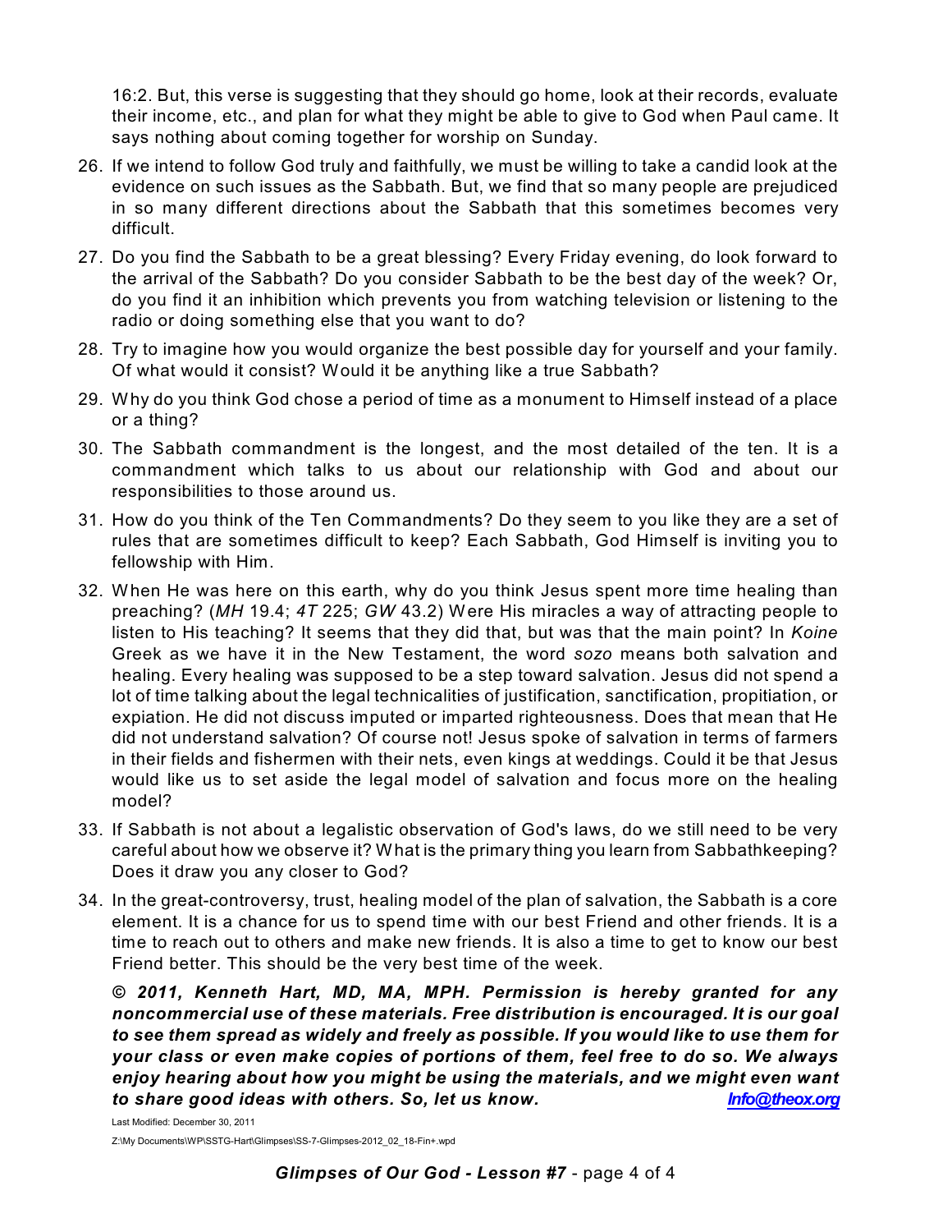16:2. But, this verse is suggesting that they should go home, look at their records, evaluate their income, etc., and plan for what they might be able to give to God when Paul came. It says nothing about coming together for worship on Sunday.

26. If we intend to follow God truly and faithfully, we must be willing to take a candid look at the evidence on such issues as the Sabbath. But, we find that so many people are prejudiced in so many different directions about the Sabbath that this sometimes becomes very difficult.

27. Do you find the Sabbath to be a great blessing? Every Friday evening, do look forward to the arrival of the Sabbath? Do you consider Sabbath to be the best day of the week? Or, do you find it an inhibition which prevents you from watching television or listening to the radio or doing something else that you want to do?

28. Try to imagine how you would organize the best possible day for yourself and your family. Of what would it consist? Would it be anything like a true Sabbath?

29. Why do you think God chose a period of time as a monument to Himself instead of a place or a thing?

30. The Sabbath commandment is the longest, and the most detailed of the ten. It is a commandment which talks to us about our relationship with God and about our responsibilities to those around us.

31. How do you think of the Ten Commandments? Do they seem to you like they are a set of rules that are sometimes difficult to keep? Each Sabbath, God Himself is inviting you to fellowship with Him.

32. When He was here on this earth, why do you think Jesus spent more time healing than preaching? (*MH* 19.4; *4T* 225; *GW* 43.2) Were His miracles a way of attracting people to listen to His teaching? It seems that they did that, but was that the main point? In *Koine* Greek as we have it in the New Testament, the word *sozo* means both salvation and healing. Every healing was supposed to be a step toward salvation. Jesus did not spend a lot of time talking about the legal technicalities of justification, sanctification, propitiation, or expiation. He did not discuss imputed or imparted righteousness. Does that mean that He did not understand salvation? Of course not! Jesus spoke of salvation in terms of farmers in their fields and fishermen with their nets, even kings at weddings. Could it be that Jesus would like us to set aside the legal model of salvation and focus more on the healing model?

33. If Sabbath is not about a legalistic observation of God's laws, do we still need to be very careful about how we observe it? What is the primary thing you learn from Sabbathkeeping? Does it draw you any closer to God?

34. In the great-controversy, trust, healing model of the plan of salvation, the Sabbath is a core element. It is a chance for us to spend time with our best Friend and other friends. It is a time to reach out to others and make new friends. It is also a time to get to know our best Friend better. This should be the very best time of the week.

***© 2011, Kenneth Hart, MD, MA, MPH. Permission is hereby granted for any noncommercial use of these materials. Free distribution is encouraged. It is our goal to see them spread as widely and freely as possible. If you would like to use them for your class or even make copies of portions of them, feel free to do so. We always enjoy hearing about how you might be using the materials, and we might even want to share good ideas with others. So, let us know.*** ***Info@theox.org***

Last Modified: December 30, 2011

Z:\My Documents\WP\SSTG-Hart\Glimpses\SS-7-Glimpses-2012_02_18-Fin+.wpd